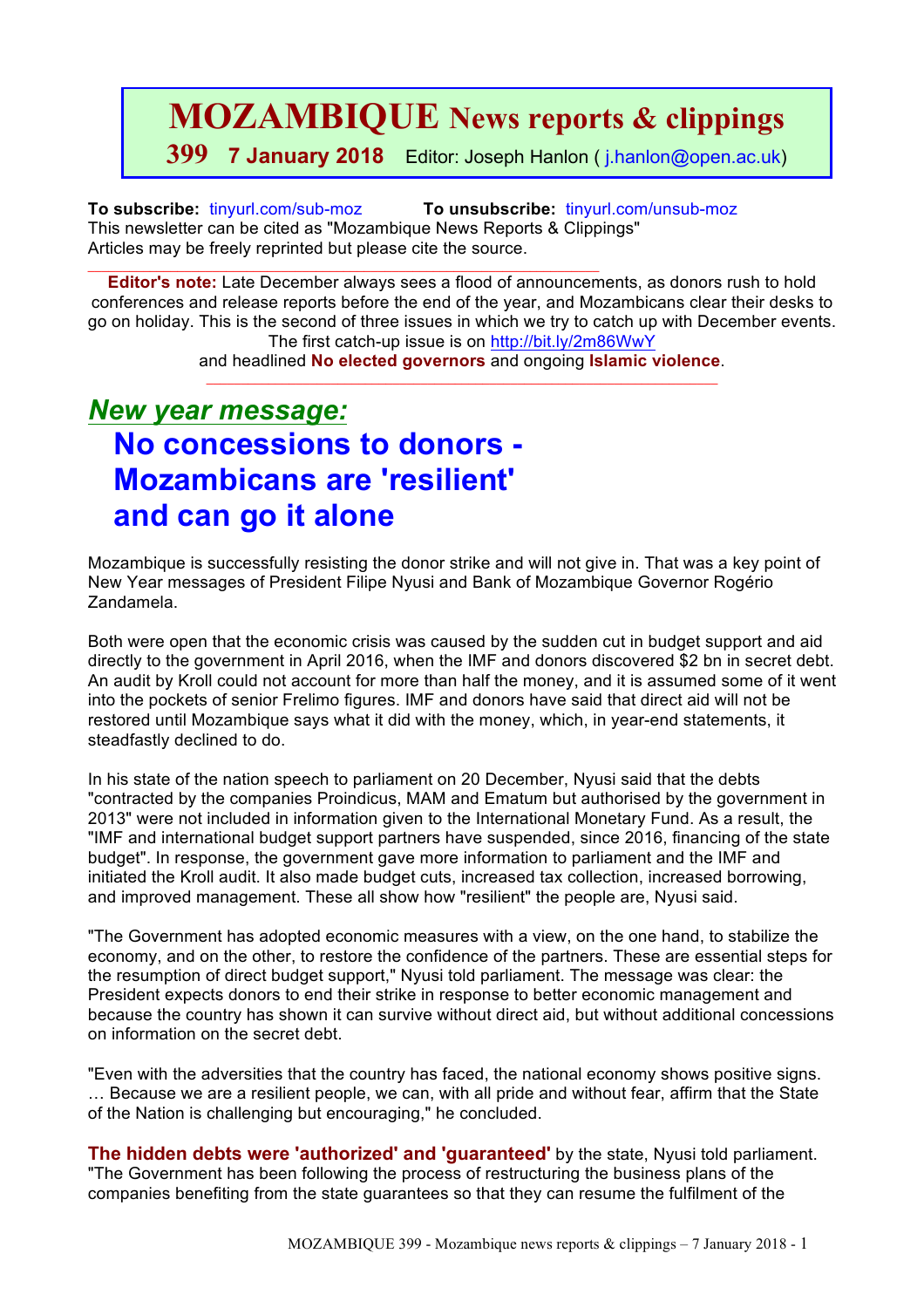# MOZAMBIQUE News reports & clippings

**399 7 January 2018** Editor: Joseph Hanlon ( j.hanlon@open.ac.uk)

**To subscribe:** tinyurl.com/sub-moz **To unsubscribe:** tinyurl.com/unsub-moz
This newsletter can be cited as "Mozambique News Reports & Clippings"
Articles may be freely reprinted but please cite the source.

---

**Editor's note:** Late December always sees a flood of announcements, as donors rush to hold conferences and release reports before the end of the year, and Mozambicans clear their desks to go on holiday. This is the second of three issues in which we try to catch up with December events. The first catch-up issue is on http://bit.ly/2m86WwY and headlined **No elected governors** and ongoing **Islamic violence**.

---

## *New year message:*
## No concessions to donors - Mozambicans are 'resilient' and can go it alone

Mozambique is successfully resisting the donor strike and will not give in. That was a key point of New Year messages of President Filipe Nyusi and Bank of Mozambique Governor Rogério Zandamela.

Both were open that the economic crisis was caused by the sudden cut in budget support and aid directly to the government in April 2016, when the IMF and donors discovered $2 bn in secret debt. An audit by Kroll could not account for more than half the money, and it is assumed some of it went into the pockets of senior Frelimo figures. IMF and donors have said that direct aid will not be restored until Mozambique says what it did with the money, which, in year-end statements, it steadfastly declined to do.

In his state of the nation speech to parliament on 20 December, Nyusi said that the debts "contracted by the companies Proindicus, MAM and Ematum but authorised by the government in 2013" were not included in information given to the International Monetary Fund. As a result, the "IMF and international budget support partners have suspended, since 2016, financing of the state budget". In response, the government gave more information to parliament and the IMF and initiated the Kroll audit. It also made budget cuts, increased tax collection, increased borrowing, and improved management. These all show how "resilient" the people are, Nyusi said.

"The Government has adopted economic measures with a view, on the one hand, to stabilize the economy, and on the other, to restore the confidence of the partners. These are essential steps for the resumption of direct budget support," Nyusi told parliament. The message was clear: the President expects donors to end their strike in response to better economic management and because the country has shown it can survive without direct aid, but without additional concessions on information on the secret debt.

"Even with the adversities that the country has faced, the national economy shows positive signs. … Because we are a resilient people, we can, with all pride and without fear, affirm that the State of the Nation is challenging but encouraging," he concluded.

**The hidden debts were 'authorized' and 'guaranteed'** by the state, Nyusi told parliament. "The Government has been following the process of restructuring the business plans of the companies benefiting from the state guarantees so that they can resume the fulfilment of the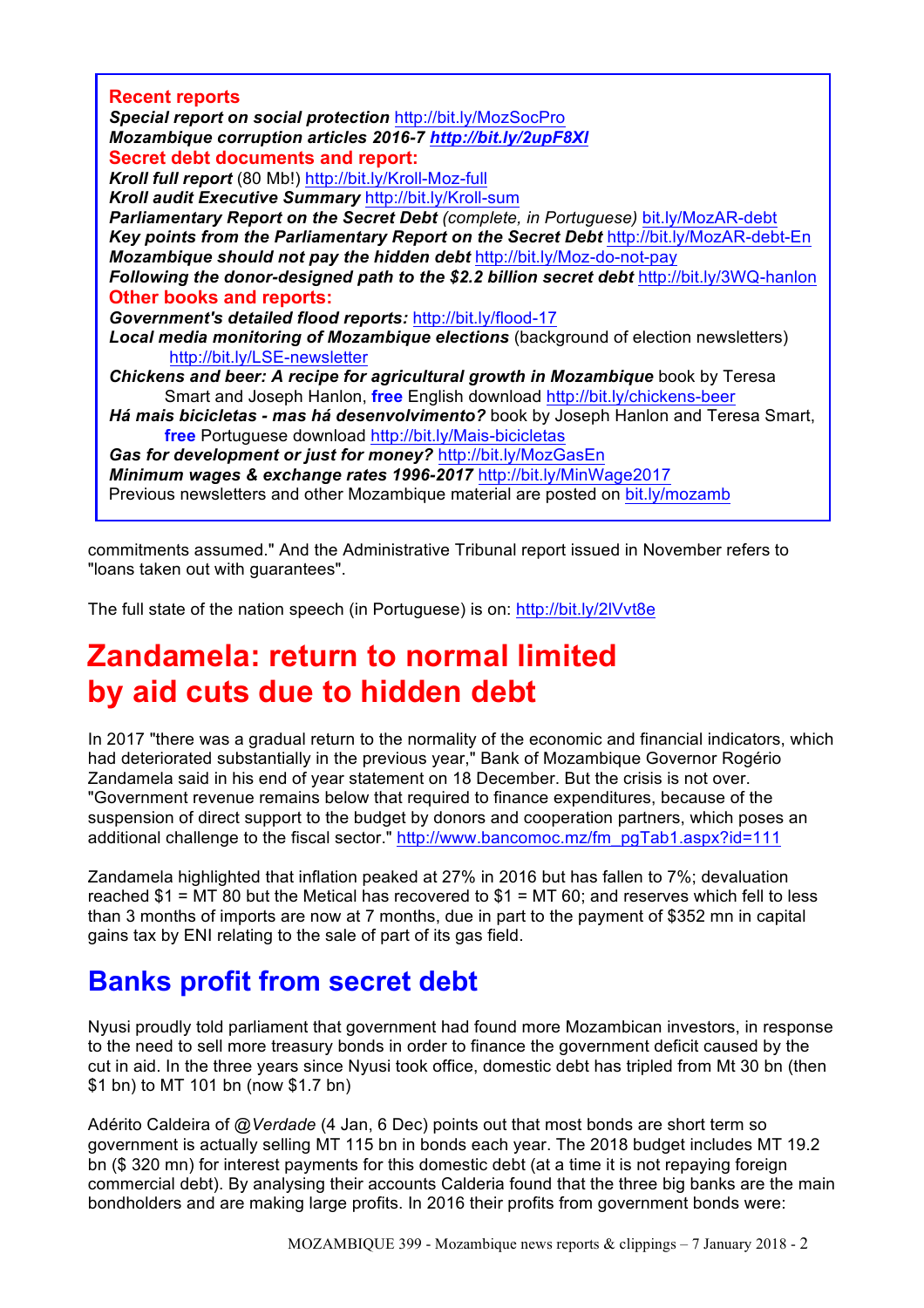**Recent reports**
***Special report on social protection*** http://bit.ly/MozSocPro
***Mozambique corruption articles 2016-7*** ***http://bit.ly/2upF8XI***
**Secret debt documents and report:**
***Kroll full report*** (80 Mb!) http://bit.ly/Kroll-Moz-full
***Kroll audit Executive Summary*** http://bit.ly/Kroll-sum
***Parliamentary Report on the Secret Debt*** *(complete, in Portuguese)* bit.ly/MozAR-debt
***Key points from the Parliamentary Report on the Secret Debt*** http://bit.ly/MozAR-debt-En
***Mozambique should not pay the hidden debt*** http://bit.ly/Moz-do-not-pay
***Following the donor-designed path to the $2.2 billion secret debt*** http://bit.ly/3WQ-hanlon
**Other books and reports:**
***Government's detailed flood reports:*** http://bit.ly/flood-17
***Local media monitoring of Mozambique elections*** (background of election newsletters) http://bit.ly/LSE-newsletter
***Chickens and beer: A recipe for agricultural growth in Mozambique*** book by Teresa Smart and Joseph Hanlon, **free** English download http://bit.ly/chickens-beer
***Há mais bicicletas - mas há desenvolvimento?*** book by Joseph Hanlon and Teresa Smart, **free** Portuguese download http://bit.ly/Mais-bicicletas
***Gas for development or just for money?*** http://bit.ly/MozGasEn
***Minimum wages & exchange rates 1996-2017*** http://bit.ly/MinWage2017
Previous newsletters and other Mozambique material are posted on bit.ly/mozamb

commitments assumed." And the Administrative Tribunal report issued in November refers to "loans taken out with guarantees".

The full state of the nation speech (in Portuguese) is on: http://bit.ly/2lVvt8e

# Zandamela: return to normal limited by aid cuts due to hidden debt

In 2017 "there was a gradual return to the normality of the economic and financial indicators, which had deteriorated substantially in the previous year," Bank of Mozambique Governor Rogério Zandamela said in his end of year statement on 18 December. But the crisis is not over. "Government revenue remains below that required to finance expenditures, because of the suspension of direct support to the budget by donors and cooperation partners, which poses an additional challenge to the fiscal sector." http://www.bancomoc.mz/fm_pgTab1.aspx?id=111

Zandamela highlighted that inflation peaked at 27% in 2016 but has fallen to 7%; devaluation reached $1 = MT 80 but the Metical has recovered to $1 = MT 60; and reserves which fell to less than 3 months of imports are now at 7 months, due in part to the payment of $352 mn in capital gains tax by ENI relating to the sale of part of its gas field.

# Banks profit from secret debt

Nyusi proudly told parliament that government had found more Mozambican investors, in response to the need to sell more treasury bonds in order to finance the government deficit caused by the cut in aid. In the three years since Nyusi took office, domestic debt has tripled from Mt 30 bn (then $1 bn) to MT 101 bn (now $1.7 bn)

Adérito Caldeira of @*Verdade* (4 Jan, 6 Dec) points out that most bonds are short term so government is actually selling MT 115 bn in bonds each year. The 2018 budget includes MT 19.2 bn ($ 320 mn) for interest payments for this domestic debt (at a time it is not repaying foreign commercial debt). By analysing their accounts Calderia found that the three big banks are the main bondholders and are making large profits. In 2016 their profits from government bonds were: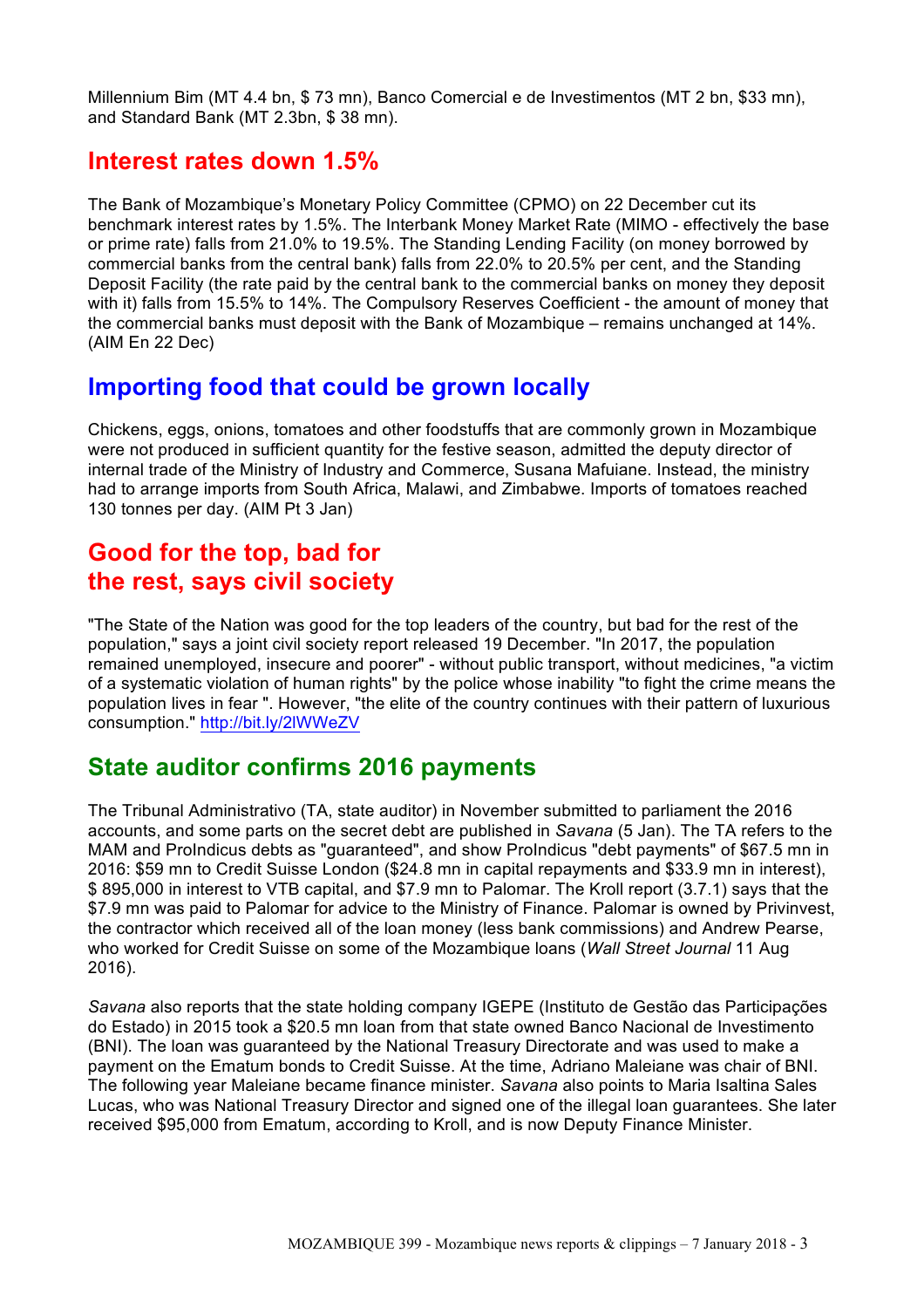Millennium Bim (MT 4.4 bn, $ 73 mn), Banco Comercial e de Investimentos (MT 2 bn, $33 mn), and Standard Bank (MT 2.3bn, $ 38 mn).

## Interest rates down 1.5%

The Bank of Mozambique's Monetary Policy Committee (CPMO) on 22 December cut its benchmark interest rates by 1.5%. The Interbank Money Market Rate (MIMO - effectively the base or prime rate) falls from 21.0% to 19.5%. The Standing Lending Facility (on money borrowed by commercial banks from the central bank) falls from 22.0% to 20.5% per cent, and the Standing Deposit Facility (the rate paid by the central bank to the commercial banks on money they deposit with it) falls from 15.5% to 14%. The Compulsory Reserves Coefficient - the amount of money that the commercial banks must deposit with the Bank of Mozambique – remains unchanged at 14%. (AIM En 22 Dec)

## Importing food that could be grown locally

Chickens, eggs, onions, tomatoes and other foodstuffs that are commonly grown in Mozambique were not produced in sufficient quantity for the festive season, admitted the deputy director of internal trade of the Ministry of Industry and Commerce, Susana Mafuiane. Instead, the ministry had to arrange imports from South Africa, Malawi, and Zimbabwe. Imports of tomatoes reached 130 tonnes per day. (AIM Pt 3 Jan)

## Good for the top, bad for the rest, says civil society

"The State of the Nation was good for the top leaders of the country, but bad for the rest of the population," says a joint civil society report released 19 December. "In 2017, the population remained unemployed, insecure and poorer" - without public transport, without medicines, "a victim of a systematic violation of human rights" by the police whose inability "to fight the crime means the population lives in fear ". However, "the elite of the country continues with their pattern of luxurious consumption." http://bit.ly/2lWWeZV

## State auditor confirms 2016 payments

The Tribunal Administrativo (TA, state auditor) in November submitted to parliament the 2016 accounts, and some parts on the secret debt are published in *Savana* (5 Jan). The TA refers to the MAM and ProIndicus debts as "guaranteed", and show ProIndicus "debt payments" of $67.5 mn in 2016: $59 mn to Credit Suisse London ($24.8 mn in capital repayments and $33.9 mn in interest), $ 895,000 in interest to VTB capital, and $7.9 mn to Palomar. The Kroll report (3.7.1) says that the $7.9 mn was paid to Palomar for advice to the Ministry of Finance. Palomar is owned by Privinvest, the contractor which received all of the loan money (less bank commissions) and Andrew Pearse, who worked for Credit Suisse on some of the Mozambique loans (*Wall Street Journal* 11 Aug 2016).

*Savana* also reports that the state holding company IGEPE (Instituto de Gestão das Participações do Estado) in 2015 took a $20.5 mn loan from that state owned Banco Nacional de Investimento (BNI). The loan was guaranteed by the National Treasury Directorate and was used to make a payment on the Ematum bonds to Credit Suisse. At the time, Adriano Maleiane was chair of BNI. The following year Maleiane became finance minister. *Savana* also points to Maria Isaltina Sales Lucas, who was National Treasury Director and signed one of the illegal loan guarantees. She later received $95,000 from Ematum, according to Kroll, and is now Deputy Finance Minister.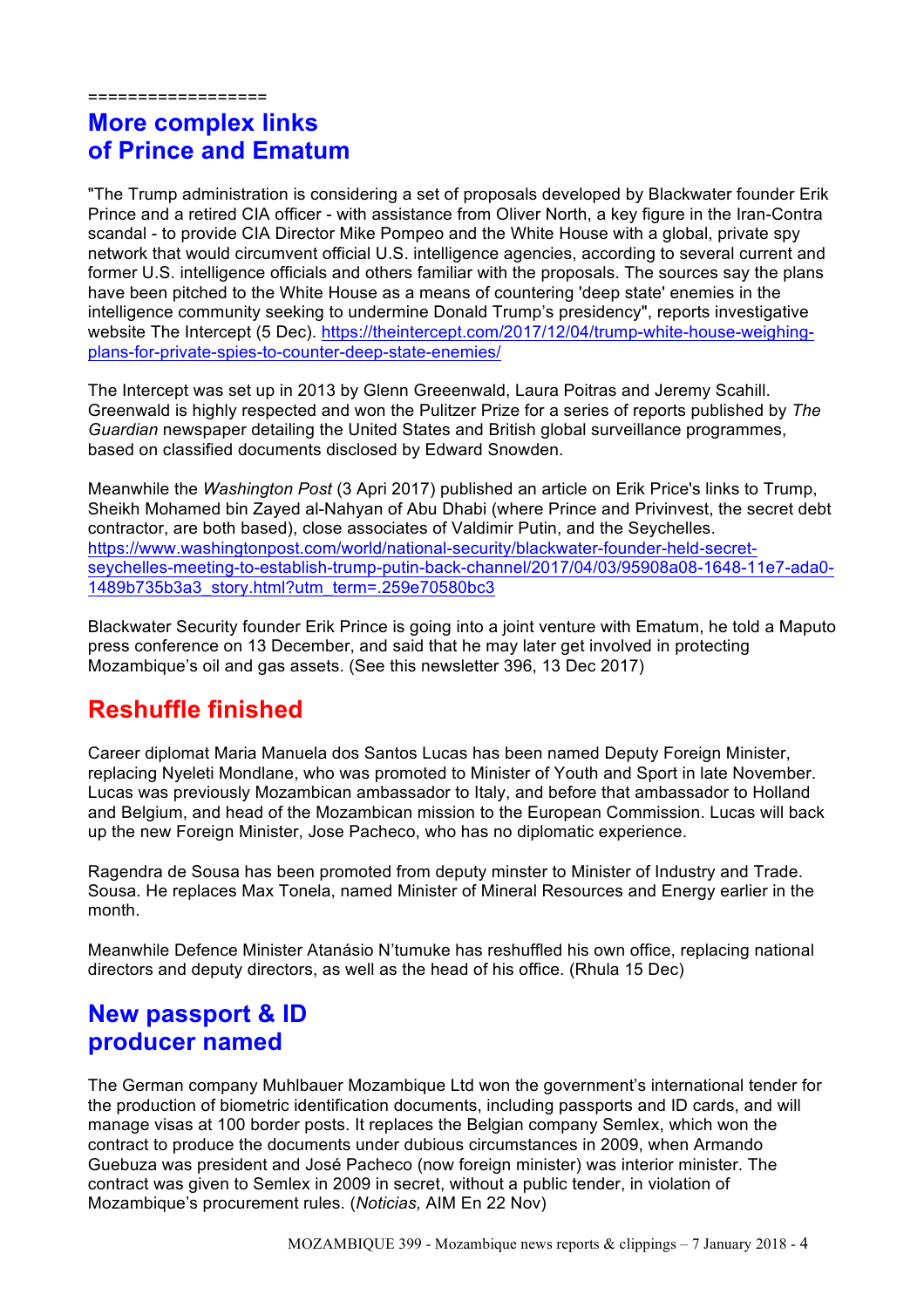==================

## More complex links of Prince and Ematum

"The Trump administration is considering a set of proposals developed by Blackwater founder Erik Prince and a retired CIA officer - with assistance from Oliver North, a key figure in the Iran-Contra scandal - to provide CIA Director Mike Pompeo and the White House with a global, private spy network that would circumvent official U.S. intelligence agencies, according to several current and former U.S. intelligence officials and others familiar with the proposals. The sources say the plans have been pitched to the White House as a means of countering 'deep state' enemies in the intelligence community seeking to undermine Donald Trump's presidency", reports investigative website The Intercept (5 Dec). https://theintercept.com/2017/12/04/trump-white-house-weighing-plans-for-private-spies-to-counter-deep-state-enemies/

The Intercept was set up in 2013 by Glenn Greeenwald, Laura Poitras and Jeremy Scahill. Greenwald is highly respected and won the Pulitzer Prize for a series of reports published by *The Guardian* newspaper detailing the United States and British global surveillance programmes, based on classified documents disclosed by Edward Snowden.

Meanwhile the *Washington Post* (3 Apri 2017) published an article on Erik Price's links to Trump, Sheikh Mohamed bin Zayed al-Nahyan of Abu Dhabi (where Prince and Privinvest, the secret debt contractor, are both based), close associates of Valdimir Putin, and the Seychelles. https://www.washingtonpost.com/world/national-security/blackwater-founder-held-secret-seychelles-meeting-to-establish-trump-putin-back-channel/2017/04/03/95908a08-1648-11e7-ada0-1489b735b3a3_story.html?utm_term=.259e70580bc3

Blackwater Security founder Erik Prince is going into a joint venture with Ematum, he told a Maputo press conference on 13 December, and said that he may later get involved in protecting Mozambique's oil and gas assets. (See this newsletter 396, 13 Dec 2017)

## Reshuffle finished

Career diplomat Maria Manuela dos Santos Lucas has been named Deputy Foreign Minister, replacing Nyeleti Mondlane, who was promoted to Minister of Youth and Sport in late November. Lucas was previously Mozambican ambassador to Italy, and before that ambassador to Holland and Belgium, and head of the Mozambican mission to the European Commission. Lucas will back up the new Foreign Minister, Jose Pacheco, who has no diplomatic experience.

Ragendra de Sousa has been promoted from deputy minster to Minister of Industry and Trade. Sousa. He replaces Max Tonela, named Minister of Mineral Resources and Energy earlier in the month.

Meanwhile Defence Minister Atanásio N'tumuke has reshuffled his own office, replacing national directors and deputy directors, as well as the head of his office. (Rhula 15 Dec)

## New passport & ID producer named

The German company Muhlbauer Mozambique Ltd won the government's international tender for the production of biometric identification documents, including passports and ID cards, and will manage visas at 100 border posts. It replaces the Belgian company Semlex, which won the contract to produce the documents under dubious circumstances in 2009, when Armando Guebuza was president and José Pacheco (now foreign minister) was interior minister. The contract was given to Semlex in 2009 in secret, without a public tender, in violation of Mozambique's procurement rules. (*Noticias,* AIM En 22 Nov)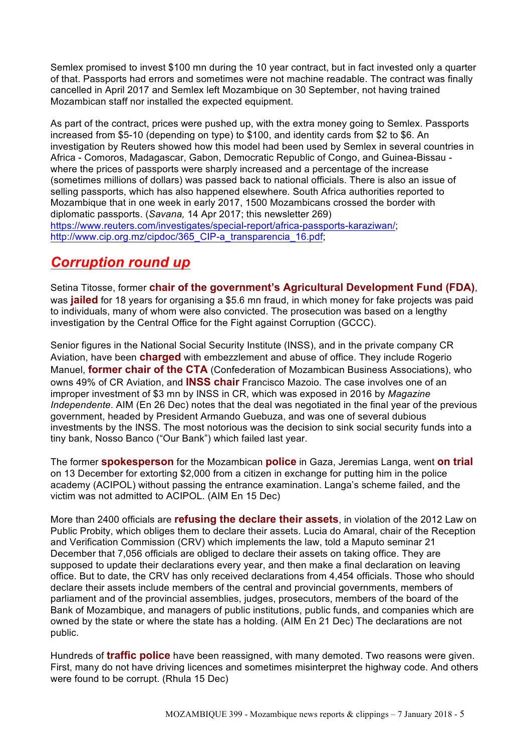Semlex promised to invest $100 mn during the 10 year contract, but in fact invested only a quarter of that. Passports had errors and sometimes were not machine readable. The contract was finally cancelled in April 2017 and Semlex left Mozambique on 30 September, not having trained Mozambican staff nor installed the expected equipment.

As part of the contract, prices were pushed up, with the extra money going to Semlex. Passports increased from $5-10 (depending on type) to $100, and identity cards from $2 to $6. An investigation by Reuters showed how this model had been used by Semlex in several countries in Africa - Comoros, Madagascar, Gabon, Democratic Republic of Congo, and Guinea-Bissau - where the prices of passports were sharply increased and a percentage of the increase (sometimes millions of dollars) was passed back to national officials. There is also an issue of selling passports, which has also happened elsewhere. South Africa authorities reported to Mozambique that in one week in early 2017, 1500 Mozambicans crossed the border with diplomatic passports. (*Savana,* 14 Apr 2017; this newsletter 269)
https://www.reuters.com/investigates/special-report/africa-passports-karaziwan/;
http://www.cip.org.mz/cipdoc/365_CIP-a_transparencia_16.pdf;

## Corruption round up

Setina Titosse, former **chair of the government's Agricultural Development Fund (FDA)**, was **jailed** for 18 years for organising a $5.6 mn fraud, in which money for fake projects was paid to individuals, many of whom were also convicted. The prosecution was based on a lengthy investigation by the Central Office for the Fight against Corruption (GCCC).

Senior figures in the National Social Security Institute (INSS), and in the private company CR Aviation, have been **charged** with embezzlement and abuse of office. They include Rogerio Manuel, **former chair of the CTA** (Confederation of Mozambican Business Associations), who owns 49% of CR Aviation, and **INSS chair** Francisco Mazoio. The case involves one of an improper investment of $3 mn by INSS in CR, which was exposed in 2016 by *Magazine Independente*. AIM (En 26 Dec) notes that the deal was negotiated in the final year of the previous government, headed by President Armando Guebuza, and was one of several dubious investments by the INSS. The most notorious was the decision to sink social security funds into a tiny bank, Nosso Banco ("Our Bank") which failed last year.

The former **spokesperson** for the Mozambican **police** in Gaza, Jeremias Langa, went **on trial** on 13 December for extorting $2,000 from a citizen in exchange for putting him in the police academy (ACIPOL) without passing the entrance examination. Langa's scheme failed, and the victim was not admitted to ACIPOL. (AIM En 15 Dec)

More than 2400 officials are **refusing the declare their assets**, in violation of the 2012 Law on Public Probity, which obliges them to declare their assets. Lucia do Amaral, chair of the Reception and Verification Commission (CRV) which implements the law, told a Maputo seminar 21 December that 7,056 officials are obliged to declare their assets on taking office. They are supposed to update their declarations every year, and then make a final declaration on leaving office. But to date, the CRV has only received declarations from 4,454 officials. Those who should declare their assets include members of the central and provincial governments, members of parliament and of the provincial assemblies, judges, prosecutors, members of the board of the Bank of Mozambique, and managers of public institutions, public funds, and companies which are owned by the state or where the state has a holding. (AIM En 21 Dec) The declarations are not public.

Hundreds of **traffic police** have been reassigned, with many demoted. Two reasons were given. First, many do not have driving licences and sometimes misinterpret the highway code. And others were found to be corrupt. (Rhula 15 Dec)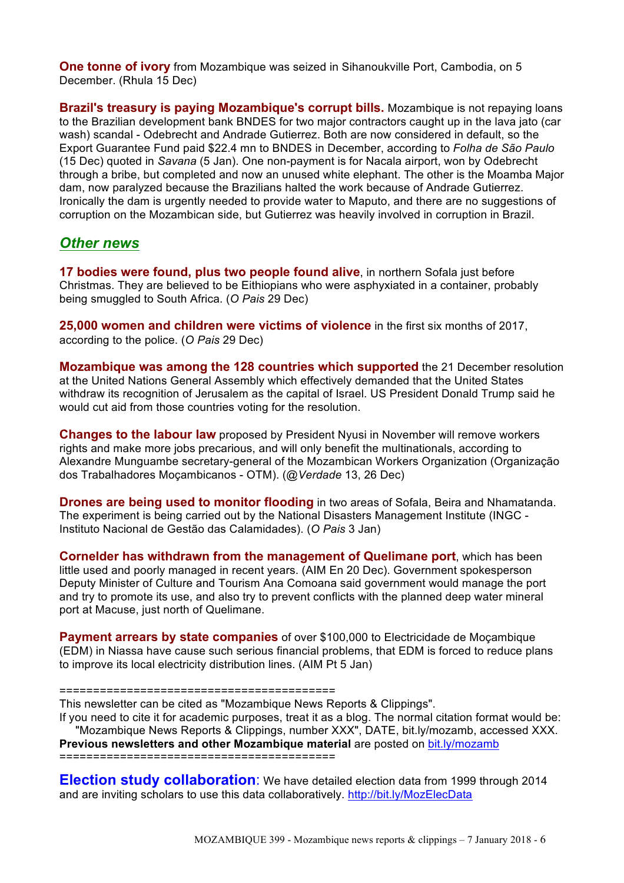**One tonne of ivory** from Mozambique was seized in Sihanoukville Port, Cambodia, on 5 December. (Rhula 15 Dec)

**Brazil's treasury is paying Mozambique's corrupt bills.** Mozambique is not repaying loans to the Brazilian development bank BNDES for two major contractors caught up in the lava jato (car wash) scandal - Odebrecht and Andrade Gutierrez. Both are now considered in default, so the Export Guarantee Fund paid $22.4 mn to BNDES in December, according to *Folha de São Paulo* (15 Dec) quoted in *Savana* (5 Jan). One non-payment is for Nacala airport, won by Odebrecht through a bribe, but completed and now an unused white elephant. The other is the Moamba Major dam, now paralyzed because the Brazilians halted the work because of Andrade Gutierrez. Ironically the dam is urgently needed to provide water to Maputo, and there are no suggestions of corruption on the Mozambican side, but Gutierrez was heavily involved in corruption in Brazil.

## *Other news*

**17 bodies were found, plus two people found alive**, in northern Sofala just before Christmas. They are believed to be Eithiopians who were asphyxiated in a container, probably being smuggled to South Africa. (*O Pais* 29 Dec)

**25,000 women and children were victims of violence** in the first six months of 2017, according to the police. (*O Pais* 29 Dec)

**Mozambique was among the 128 countries which supported** the 21 December resolution at the United Nations General Assembly which effectively demanded that the United States withdraw its recognition of Jerusalem as the capital of Israel. US President Donald Trump said he would cut aid from those countries voting for the resolution.

**Changes to the labour law** proposed by President Nyusi in November will remove workers rights and make more jobs precarious, and will only benefit the multinationals, according to Alexandre Munguambe secretary-general of the Mozambican Workers Organization (Organização dos Trabalhadores Moçambicanos - OTM). (@*Verdade* 13, 26 Dec)

**Drones are being used to monitor flooding** in two areas of Sofala, Beira and Nhamatanda. The experiment is being carried out by the National Disasters Management Institute (INGC - Instituto Nacional de Gestão das Calamidades). (*O Pais* 3 Jan)

**Cornelder has withdrawn from the management of Quelimane port**, which has been little used and poorly managed in recent years. (AIM En 20 Dec). Government spokesperson Deputy Minister of Culture and Tourism Ana Comoana said government would manage the port and try to promote its use, and also try to prevent conflicts with the planned deep water mineral port at Macuse, just north of Quelimane.

**Payment arrears by state companies** of over $100,000 to Electricidade de Moçambique (EDM) in Niassa have cause such serious financial problems, that EDM is forced to reduce plans to improve its local electricity distribution lines. (AIM Pt 5 Jan)

========================================

This newsletter can be cited as "Mozambique News Reports & Clippings".
If you need to cite it for academic purposes, treat it as a blog. The normal citation format would be:
"Mozambique News Reports & Clippings, number XXX", DATE, bit.ly/mozamb, accessed XXX.
**Previous newsletters and other Mozambique material** are posted on bit.ly/mozamb

========================================

**Election study collaboration**: We have detailed election data from 1999 through 2014 and are inviting scholars to use this data collaboratively. http://bit.ly/MozElecData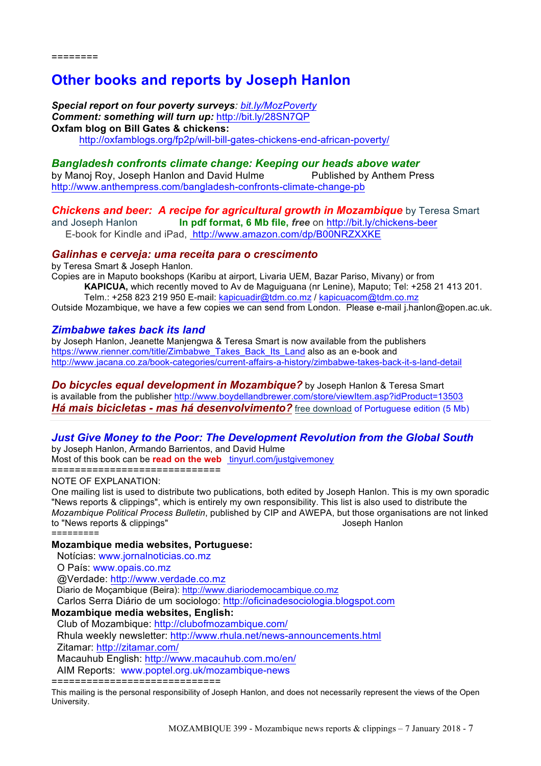========

## Other books and reports by Joseph Hanlon

***Special report on four poverty surveys**: bit.ly/MozPoverty*
***Comment: something will turn up:*** http://bit.ly/28SN7QP
**Oxfam blog on Bill Gates & chickens:**
http://oxfamblogs.org/fp2p/will-bill-gates-chickens-end-african-poverty/

### *Bangladesh confronts climate change: Keeping our heads above water*

by Manoj Roy, Joseph Hanlon and David Hulme Published by Anthem Press
http://www.anthempress.com/bangladesh-confronts-climate-change-pb

***Chickens and beer: A recipe for agricultural growth in Mozambique*** by Teresa Smart and Joseph Hanlon **In pdf format, 6 Mb file, *free*** on http://bit.ly/chickens-beer
E-book for Kindle and iPad, http://www.amazon.com/dp/B00NRZXXKE

### *Galinhas e cerveja: uma receita para o crescimento*

by Teresa Smart & Joseph Hanlon.
Copies are in Maputo bookshops (Karibu at airport, Livaria UEM, Bazar Pariso, Mivany) or from **KAPICUA,** which recently moved to Av de Maguiguana (nr Lenine), Maputo; Tel: +258 21 413 201. Telm.: +258 823 219 950 E-mail: kapicuadir@tdm.co.mz / kapicuacom@tdm.co.mz
Outside Mozambique, we have a few copies we can send from London. Please e-mail j.hanlon@open.ac.uk.

### *Zimbabwe takes back its land*

by Joseph Hanlon, Jeanette Manjengwa & Teresa Smart is now available from the publishers https://www.rienner.com/title/Zimbabwe_Takes_Back_Its_Land also as an e-book and http://www.jacana.co.za/book-categories/current-affairs-a-history/zimbabwe-takes-back-it-s-land-detail

***Do bicycles equal development in Mozambique?*** by Joseph Hanlon & Teresa Smart is available from the publisher http://www.boydellandbrewer.com/store/viewItem.asp?idProduct=13503
***Há mais bicicletas - mas há desenvolvimento?*** free download of Portuguese edition (5 Mb)

### *Just Give Money to the Poor: The Development Revolution from the Global South*

by Joseph Hanlon, Armando Barrientos, and David Hulme
Most of this book can be **read on the web** tinyurl.com/justgivemoney

============================

NOTE OF EXPLANATION:
One mailing list is used to distribute two publications, both edited by Joseph Hanlon. This is my own sporadic "News reports & clippings", which is entirely my own responsibility. This list is also used to distribute the *Mozambique Political Process Bulletin*, published by CIP and AWEPA, but those organisations are not linked to "News reports & clippings" Joseph Hanlon

=========

**Mozambique media websites, Portuguese:**
Notícias: www.jornalnoticias.co.mz
O País: www.opais.co.mz
@Verdade: http://www.verdade.co.mz
Diario de Moçambique (Beira): http://www.diariodemocambique.co.mz
Carlos Serra Diário de um sociologo: http://oficinadesociologia.blogspot.com

**Mozambique media websites, English:**
Club of Mozambique: http://clubofmozambique.com/
Rhula weekly newsletter: http://www.rhula.net/news-announcements.html
Zitamar: http://zitamar.com/
Macauhub English: http://www.macauhub.com.mo/en/
AIM Reports: www.poptel.org.uk/mozambique-news

=============================

This mailing is the personal responsibility of Joseph Hanlon, and does not necessarily represent the views of the Open University.